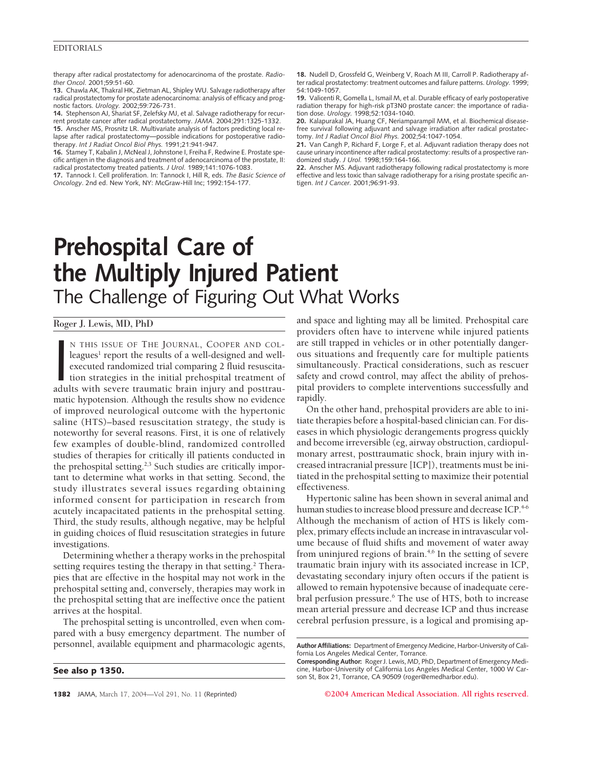therapy after radical prostatectomy for adenocarcinoma of the prostate. *Radiother Oncol.* 2001;59:51-60.

13. Chawla AK, Thakral HK, Zietman AL, Shipley WU. Salvage radiotherapy after radical prostatectomy for prostate adenocarcinoma: analysis of efficacy and prognostic factors. *Urology.* 2002;59:726-731.

14. Stephenson AJ, Shariat SF, Zelefsky MJ, et al. Salvage radiotherapy for recurrent prostate cancer after radical prostatectomy. *JAMA.* 2004;291:1325-1332.

15. Anscher MS, Prosnitz LR. Multivariate analysis of factors predicting local relapse after radical prostatectomy—possible indications for postoperative radiotherapy. *Int J Radiat Oncol Biol Phys.* 1991;21:941-947.

16. Stamey T, Kabalin J, McNeal J, Johnstone I, Freiha F, Redwine E. Prostate specific antigen in the diagnosis and treatment of adenocarcinoma of the prostate, II: radical prostatectomy treated patients. *J Urol.* 1989;141:1076-1083.

17. Tannock I. Cell proliferation. In: Tannock I, Hill R, eds. *The Basic Science of Oncology*. 2nd ed. New York, NY: McGraw-Hill Inc; 1992:154-177.

18. Nudell D, Grossfeld G, Weinberg V, Roach M III, Carroll P. Radiotherapy after radical prostatectomy: treatment outcomes and failure patterns. *Urology.* 1999; 54:1049-1057.

19. Valicenti R, Gomella L, Ismail M, et al. Durable efficacy of early postoperative radiation therapy for high-risk pT3N0 prostate cancer: the importance of radiation dose. *Urology.* 1998;52:1034-1040.

20. Kalapurakal JA, Huang CF, Neriamparampil MM, et al. Biochemical disease-free survival following adjuvant and salvage irradiation after radical prostatectomy. *Int J Radiat Oncol Biol Phys.* 2002;54:1047-1054.

21. Van Cangh P, Richard F, Lorge F, et al. Adjuvant radiation therapy does not cause urinary incontinence after radical prostatectomy: results of a prospective randomized study. *J Urol.* 1998;159:164-166.

22. Anscher MS. Adjuvant radiotherapy following radical prostatectomy is more effective and less toxic than salvage radiotherapy for a rising prostate specific antigen. *Int J Cancer.* 2001;96:91-93.

# Prehospital Care of the Multiply Injured Patient

## The Challenge of Figuring Out What Works

Roger J. Lewis, MD, PhD

IN THIS ISSUE OF THE JOURNAL, COOPER AND COLleagues[1] report the results of a well-designed and well-executed randomized trial comparing 2 fluid resuscitation strategies in the initial prehospital treatment of adults with severe traumatic brain injury and posttraumatic hypotension. Although the results show no evidence of improved neurological outcome with the hypertonic saline (HTS)–based resuscitation strategy, the study is noteworthy for several reasons. First, it is one of relatively few examples of double-blind, randomized controlled studies of therapies for critically ill patients conducted in the prehospital setting.[2,3] Such studies are critically important to determine what works in that setting. Second, the study illustrates several issues regarding obtaining informed consent for participation in research from acutely incapacitated patients in the prehospital setting. Third, the study results, although negative, may be helpful in guiding choices of fluid resuscitation strategies in future investigations.

Determining whether a therapy works in the prehospital setting requires testing the therapy in that setting.[2] Therapies that are effective in the hospital may not work in the prehospital setting and, conversely, therapies may work in the prehospital setting that are ineffective once the patient arrives at the hospital.

The prehospital setting is uncontrolled, even when compared with a busy emergency department. The number of personnel, available equipment and pharmacologic agents, and space and lighting may all be limited. Prehospital care providers often have to intervene while injured patients are still trapped in vehicles or in other potentially dangerous situations and frequently care for multiple patients simultaneously. Practical considerations, such as rescuer safety and crowd control, may affect the ability of prehospital providers to complete interventions successfully and rapidly.

On the other hand, prehospital providers are able to initiate therapies before a hospital-based clinician can. For diseases in which physiologic derangements progress quickly and become irreversible (eg, airway obstruction, cardiopulmonary arrest, posttraumatic shock, brain injury with increased intracranial pressure [ICP]), treatments must be initiated in the prehospital setting to maximize their potential effectiveness.

Hypertonic saline has been shown in several animal and human studies to increase blood pressure and decrease ICP.[4-6] Although the mechanism of action of HTS is likely complex, primary effects include an increase in intravascular volume because of fluid shifts and movement of water away from uninjured regions of brain.[4,6] In the setting of severe traumatic brain injury with its associated increase in ICP, devastating secondary injury often occurs if the patient is allowed to remain hypotensive because of inadequate cerebral perfusion pressure.[6] The use of HTS, both to increase mean arterial pressure and decrease ICP and thus increase cerebral perfusion pressure, is a logical and promising ap-

**See also p 1350.**

**Author Affiliations:** Department of Emergency Medicine, Harbor-University of California Los Angeles Medical Center, Torrance.

**Corresponding Author:** Roger J. Lewis, MD, PhD, Department of Emergency Medicine, Harbor-University of California Los Angeles Medical Center, 1000 W Carson St, Box 21, Torrance, CA 90509 (roger@emedharbor.edu).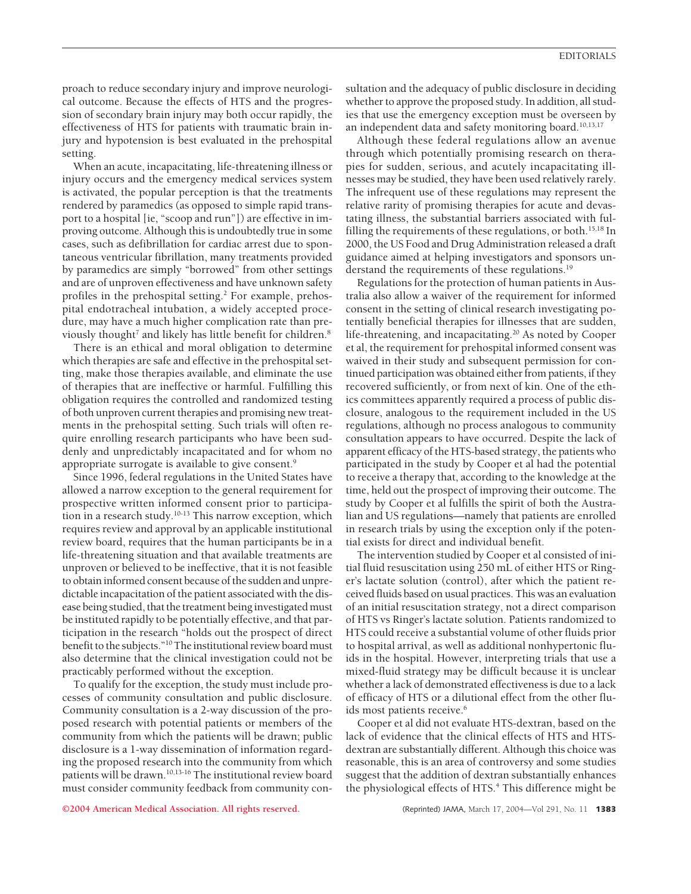proach to reduce secondary injury and improve neurological outcome. Because the effects of HTS and the progression of secondary brain injury may both occur rapidly, the effectiveness of HTS for patients with traumatic brain injury and hypotension is best evaluated in the prehospital setting.

When an acute, incapacitating, life-threatening illness or injury occurs and the emergency medical services system is activated, the popular perception is that the treatments rendered by paramedics (as opposed to simple rapid transport to a hospital [ie, "scoop and run"]) are effective in improving outcome. Although this is undoubtedly true in some cases, such as defibrillation for cardiac arrest due to spontaneous ventricular fibrillation, many treatments provided by paramedics are simply "borrowed" from other settings and are of unproven effectiveness and have unknown safety profiles in the prehospital setting.[2] For example, prehospital endotracheal intubation, a widely accepted procedure, may have a much higher complication rate than previously thought[7] and likely has little benefit for children.[8]

There is an ethical and moral obligation to determine which therapies are safe and effective in the prehospital setting, make those therapies available, and eliminate the use of therapies that are ineffective or harmful. Fulfilling this obligation requires the controlled and randomized testing of both unproven current therapies and promising new treatments in the prehospital setting. Such trials will often require enrolling research participants who have been suddenly and unpredictably incapacitated and for whom no appropriate surrogate is available to give consent.[9]

Since 1996, federal regulations in the United States have allowed a narrow exception to the general requirement for prospective written informed consent prior to participation in a research study.[10-13] This narrow exception, which requires review and approval by an applicable institutional review board, requires that the human participants be in a life-threatening situation and that available treatments are unproven or believed to be ineffective, that it is not feasible to obtain informed consent because of the sudden and unpredictable incapacitation of the patient associated with the disease being studied, that the treatment being investigated must be instituted rapidly to be potentially effective, and that participation in the research "holds out the prospect of direct benefit to the subjects."[10] The institutional review board must also determine that the clinical investigation could not be practicably performed without the exception.

To qualify for the exception, the study must include processes of community consultation and public disclosure. Community consultation is a 2-way discussion of the proposed research with potential patients or members of the community from which the patients will be drawn; public disclosure is a 1-way dissemination of information regarding the proposed research into the community from which patients will be drawn.[10,13-16] The institutional review board must consider community feedback from community consultation and the adequacy of public disclosure in deciding whether to approve the proposed study. In addition, all studies that use the emergency exception must be overseen by an independent data and safety monitoring board.[10,13,17]

Although these federal regulations allow an avenue through which potentially promising research on therapies for sudden, serious, and acutely incapacitating illnesses may be studied, they have been used relatively rarely. The infrequent use of these regulations may represent the relative rarity of promising therapies for acute and devastating illness, the substantial barriers associated with fulfilling the requirements of these regulations, or both.[15,18] In 2000, the US Food and Drug Administration released a draft guidance aimed at helping investigators and sponsors understand the requirements of these regulations.[19]

Regulations for the protection of human patients in Australia also allow a waiver of the requirement for informed consent in the setting of clinical research investigating potentially beneficial therapies for illnesses that are sudden, life-threatening, and incapacitating.[20] As noted by Cooper et al, the requirement for prehospital informed consent was waived in their study and subsequent permission for continued participation was obtained either from patients, if they recovered sufficiently, or from next of kin. One of the ethics committees apparently required a process of public disclosure, analogous to the requirement included in the US regulations, although no process analogous to community consultation appears to have occurred. Despite the lack of apparent efficacy of the HTS-based strategy, the patients who participated in the study by Cooper et al had the potential to receive a therapy that, according to the knowledge at the time, held out the prospect of improving their outcome. The study by Cooper et al fulfills the spirit of both the Australian and US regulations—namely that patients are enrolled in research trials by using the exception only if the potential exists for direct and individual benefit.

The intervention studied by Cooper et al consisted of initial fluid resuscitation using 250 mL of either HTS or Ringer's lactate solution (control), after which the patient received fluids based on usual practices. This was an evaluation of an initial resuscitation strategy, not a direct comparison of HTS vs Ringer's lactate solution. Patients randomized to HTS could receive a substantial volume of other fluids prior to hospital arrival, as well as additional nonhypertonic fluids in the hospital. However, interpreting trials that use a mixed-fluid strategy may be difficult because it is unclear whether a lack of demonstrated effectiveness is due to a lack of efficacy of HTS or a dilutional effect from the other fluids most patients receive.[6]

Cooper et al did not evaluate HTS-dextran, based on the lack of evidence that the clinical effects of HTS and HTS-dextran are substantially different. Although this choice was reasonable, this is an area of controversy and some studies suggest that the addition of dextran substantially enhances the physiological effects of HTS.[4] This difference might be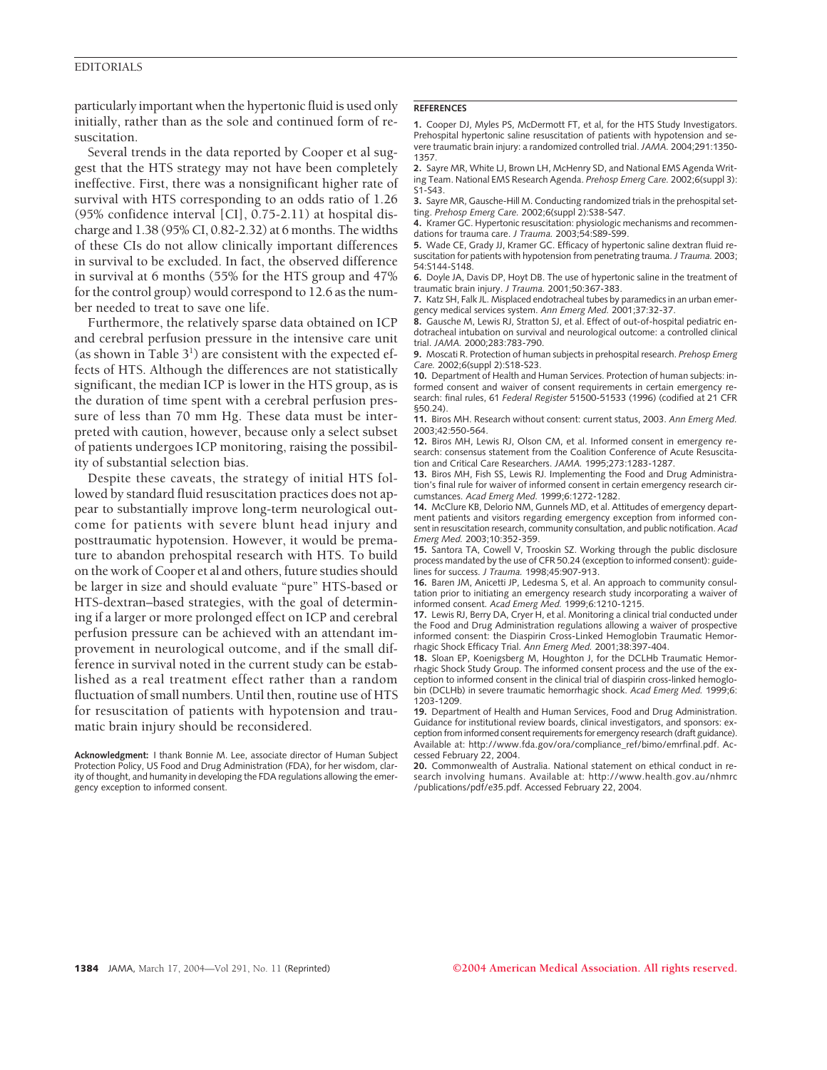particularly important when the hypertonic fluid is used only initially, rather than as the sole and continued form of resuscitation.

Several trends in the data reported by Cooper et al suggest that the HTS strategy may not have been completely ineffective. First, there was a nonsignificant higher rate of survival with HTS corresponding to an odds ratio of 1.26 (95% confidence interval [CI], 0.75-2.11) at hospital discharge and 1.38 (95% CI, 0.82-2.32) at 6 months. The widths of these CIs do not allow clinically important differences in survival to be excluded. In fact, the observed difference in survival at 6 months (55% for the HTS group and 47% for the control group) would correspond to 12.6 as the number needed to treat to save one life.

Furthermore, the relatively sparse data obtained on ICP and cerebral perfusion pressure in the intensive care unit (as shown in Table 3[1]) are consistent with the expected effects of HTS. Although the differences are not statistically significant, the median ICP is lower in the HTS group, as is the duration of time spent with a cerebral perfusion pressure of less than 70 mm Hg. These data must be interpreted with caution, however, because only a select subset of patients undergoes ICP monitoring, raising the possibility of substantial selection bias.

Despite these caveats, the strategy of initial HTS followed by standard fluid resuscitation practices does not appear to substantially improve long-term neurological outcome for patients with severe blunt head injury and posttraumatic hypotension. However, it would be premature to abandon prehospital research with HTS. To build on the work of Cooper et al and others, future studies should be larger in size and should evaluate "pure" HTS-based or HTS-dextran–based strategies, with the goal of determining if a larger or more prolonged effect on ICP and cerebral perfusion pressure can be achieved with an attendant improvement in neurological outcome, and if the small difference in survival noted in the current study can be established as a real treatment effect rather than a random fluctuation of small numbers. Until then, routine use of HTS for resuscitation of patients with hypotension and traumatic brain injury should be reconsidered.

**Acknowledgment:** I thank Bonnie M. Lee, associate director of Human Subject Protection Policy, US Food and Drug Administration (FDA), for her wisdom, clarity of thought, and humanity in developing the FDA regulations allowing the emergency exception to informed consent.

**REFERENCES**

1. Cooper DJ, Myles PS, McDermott FT, et al, for the HTS Study Investigators. Prehospital hypertonic saline resuscitation of patients with hypotension and severe traumatic brain injury: a randomized controlled trial. *JAMA.* 2004;291:1350-1357.
2. Sayre MR, White LJ, Brown LH, McHenry SD, and National EMS Agenda Writing Team. National EMS Research Agenda. *Prehosp Emerg Care.* 2002;6(suppl 3):S1-S43.
3. Sayre MR, Gausche-Hill M. Conducting randomized trials in the prehospital setting. *Prehosp Emerg Care.* 2002;6(suppl 2):S38-S47.
4. Kramer GC. Hypertonic resuscitation: physiologic mechanisms and recommendations for trauma care. *J Trauma.* 2003;54:S89-S99.
5. Wade CE, Grady JJ, Kramer GC. Efficacy of hypertonic saline dextran fluid resuscitation for patients with hypotension from penetrating trauma. *J Trauma.* 2003;54:S144-S148.
6. Doyle JA, Davis DP, Hoyt DB. The use of hypertonic saline in the treatment of traumatic brain injury. *J Trauma.* 2001;50:367-383.
7. Katz SH, Falk JL. Misplaced endotracheal tubes by paramedics in an urban emergency medical services system. *Ann Emerg Med.* 2001;37:32-37.
8. Gausche M, Lewis RJ, Stratton SJ, et al. Effect of out-of-hospital pediatric endotracheal intubation on survival and neurological outcome: a controlled clinical trial. *JAMA.* 2000;283:783-790.
9. Moscati R. Protection of human subjects in prehospital research. *Prehosp Emerg Care.* 2002;6(suppl 2):S18-S23.
10. Department of Health and Human Services. Protection of human subjects: informed consent and waiver of consent requirements in certain emergency research: final rules, 61 *Federal Register* 51500-51533 (1996) (codified at 21 CFR §50.24).
11. Biros MH. Research without consent: current status, 2003. *Ann Emerg Med.* 2003;42:550-564.
12. Biros MH, Lewis RJ, Olson CM, et al. Informed consent in emergency research: consensus statement from the Coalition Conference of Acute Resuscitation and Critical Care Researchers. *JAMA.* 1995;273:1283-1287.
13. Biros MH, Fish SS, Lewis RJ. Implementing the Food and Drug Administration's final rule for waiver of informed consent in certain emergency research circumstances. *Acad Emerg Med.* 1999;6:1272-1282.
14. McClure KB, Delorio NM, Gunnels MD, et al. Attitudes of emergency department patients and visitors regarding emergency exception from informed consent in resuscitation research, community consultation, and public notification. *Acad Emerg Med.* 2003;10:352-359.
15. Santora TA, Cowell V, Trooskin SZ. Working through the public disclosure process mandated by the use of CFR 50.24 (exception to informed consent): guidelines for success. *J Trauma.* 1998;45:907-913.
16. Baren JM, Anicetti JP, Ledesma S, et al. An approach to community consultation prior to initiating an emergency research study incorporating a waiver of informed consent. *Acad Emerg Med.* 1999;6:1210-1215.
17. Lewis RJ, Berry DA, Cryer H, et al. Monitoring a clinical trial conducted under the Food and Drug Administration regulations allowing a waiver of prospective informed consent: the Diaspirin Cross-Linked Hemoglobin Traumatic Hemorrhagic Shock Efficacy Trial. *Ann Emerg Med.* 2001;38:397-404.
18. Sloan EP, Koenigsberg M, Houghton J, for the DCLHb Traumatic Hemorrhagic Shock Study Group. The informed consent process and the use of the exception to informed consent in the clinical trial of diaspirin cross-linked hemoglobin (DCLHb) in severe traumatic hemorrhagic shock. *Acad Emerg Med.* 1999;6:1203-1209.
19. Department of Health and Human Services, Food and Drug Administration. Guidance for institutional review boards, clinical investigators, and sponsors: exception from informed consent requirements for emergency research (draft guidance). Available at: http://www.fda.gov/ora/compliance_ref/bimo/emrfinal.pdf. Accessed February 22, 2004.
20. Commonwealth of Australia. National statement on ethical conduct in research involving humans. Available at: http://www.health.gov.au/nhmrc/publications/pdf/e35.pdf. Accessed February 22, 2004.